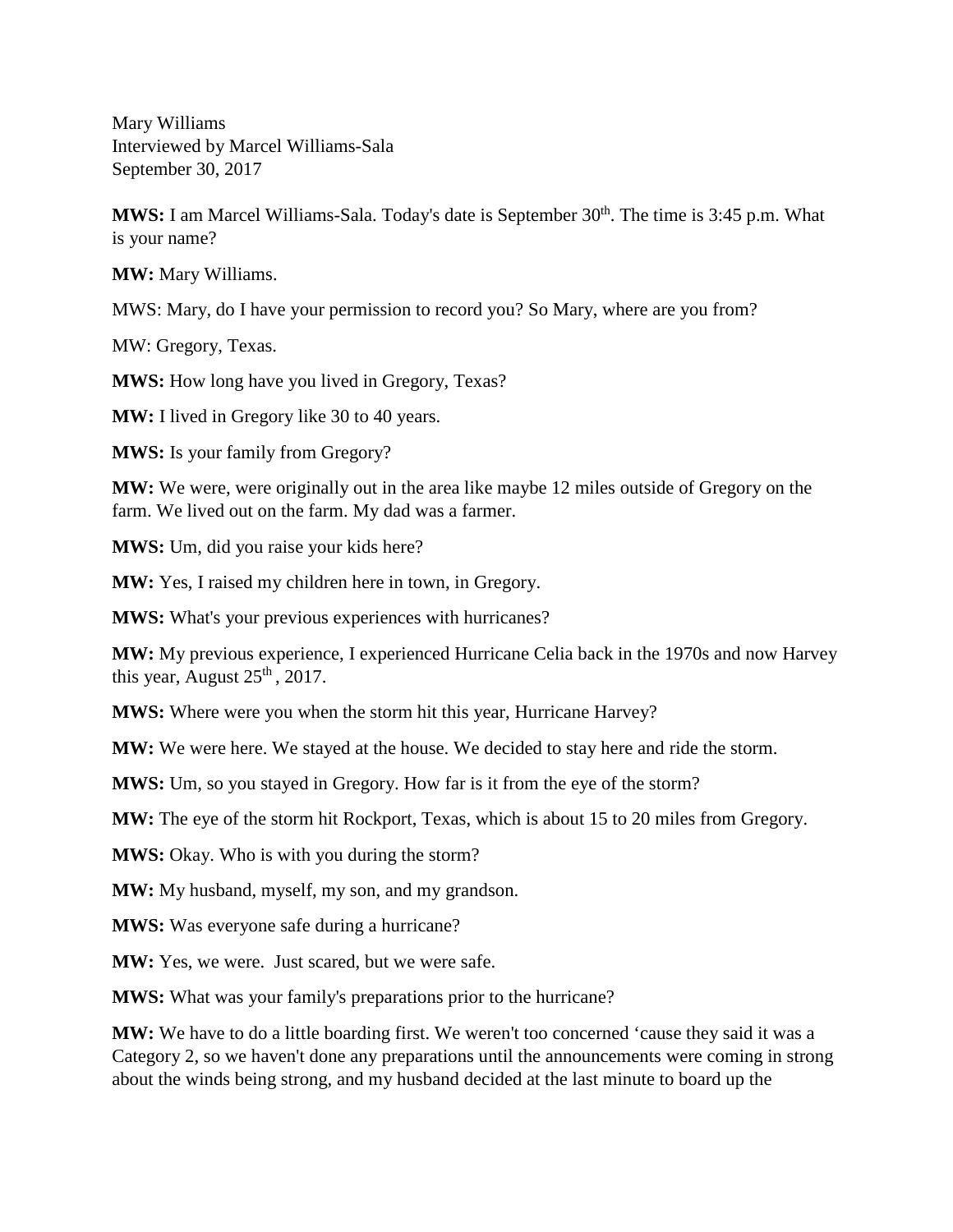Mary Williams
Interviewed by Marcel Williams-Sala
September 30, 2017

**MWS:** I am Marcel Williams-Sala. Today's date is September 30th. The time is 3:45 p.m. What is your name?

**MW:** Mary Williams.

MWS: Mary, do I have your permission to record you? So Mary, where are you from?

MW: Gregory, Texas.

**MWS:** How long have you lived in Gregory, Texas?

**MW:** I lived in Gregory like 30 to 40 years.

**MWS:** Is your family from Gregory?

**MW:** We were, were originally out in the area like maybe 12 miles outside of Gregory on the farm. We lived out on the farm. My dad was a farmer.

**MWS:** Um, did you raise your kids here?

**MW:** Yes, I raised my children here in town, in Gregory.

**MWS:** What's your previous experiences with hurricanes?

**MW:** My previous experience, I experienced Hurricane Celia back in the 1970s and now Harvey this year, August 25th , 2017.

**MWS:** Where were you when the storm hit this year, Hurricane Harvey?

**MW:** We were here. We stayed at the house. We decided to stay here and ride the storm.

**MWS:** Um, so you stayed in Gregory. How far is it from the eye of the storm?

**MW:** The eye of the storm hit Rockport, Texas, which is about 15 to 20 miles from Gregory.

**MWS:** Okay. Who is with you during the storm?

**MW:** My husband, myself, my son, and my grandson.

**MWS:** Was everyone safe during a hurricane?

**MW:** Yes, we were. Just scared, but we were safe.

**MWS:** What was your family's preparations prior to the hurricane?

**MW:** We have to do a little boarding first. We weren't too concerned 'cause they said it was a Category 2, so we haven't done any preparations until the announcements were coming in strong about the winds being strong, and my husband decided at the last minute to board up the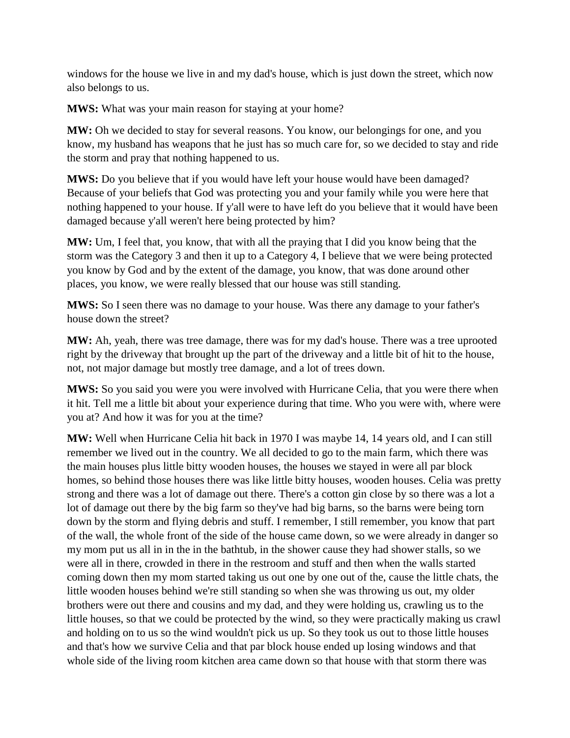windows for the house we live in and my dad's house, which is just down the street, which now also belongs to us.

**MWS:** What was your main reason for staying at your home?

**MW:** Oh we decided to stay for several reasons. You know, our belongings for one, and you know, my husband has weapons that he just has so much care for, so we decided to stay and ride the storm and pray that nothing happened to us.

**MWS:** Do you believe that if you would have left your house would have been damaged? Because of your beliefs that God was protecting you and your family while you were here that nothing happened to your house. If y'all were to have left do you believe that it would have been damaged because y'all weren't here being protected by him?

**MW:** Um, I feel that, you know, that with all the praying that I did you know being that the storm was the Category 3 and then it up to a Category 4, I believe that we were being protected you know by God and by the extent of the damage, you know, that was done around other places, you know, we were really blessed that our house was still standing.

**MWS:** So I seen there was no damage to your house. Was there any damage to your father's house down the street?

**MW:** Ah, yeah, there was tree damage, there was for my dad's house. There was a tree uprooted right by the driveway that brought up the part of the driveway and a little bit of hit to the house, not, not major damage but mostly tree damage, and a lot of trees down.

**MWS:** So you said you were you were involved with Hurricane Celia, that you were there when it hit. Tell me a little bit about your experience during that time. Who you were with, where were you at? And how it was for you at the time?

**MW:** Well when Hurricane Celia hit back in 1970 I was maybe 14, 14 years old, and I can still remember we lived out in the country. We all decided to go to the main farm, which there was the main houses plus little bitty wooden houses, the houses we stayed in were all par block homes, so behind those houses there was like little bitty houses, wooden houses. Celia was pretty strong and there was a lot of damage out there. There's a cotton gin close by so there was a lot a lot of damage out there by the big farm so they've had big barns, so the barns were being torn down by the storm and flying debris and stuff. I remember, I still remember, you know that part of the wall, the whole front of the side of the house came down, so we were already in danger so my mom put us all in in the in the bathtub, in the shower cause they had shower stalls, so we were all in there, crowded in there in the restroom and stuff and then when the walls started coming down then my mom started taking us out one by one out of the, cause the little chats, the little wooden houses behind we're still standing so when she was throwing us out, my older brothers were out there and cousins and my dad, and they were holding us, crawling us to the little houses, so that we could be protected by the wind, so they were practically making us crawl and holding on to us so the wind wouldn't pick us up. So they took us out to those little houses and that's how we survive Celia and that par block house ended up losing windows and that whole side of the living room kitchen area came down so that house with that storm there was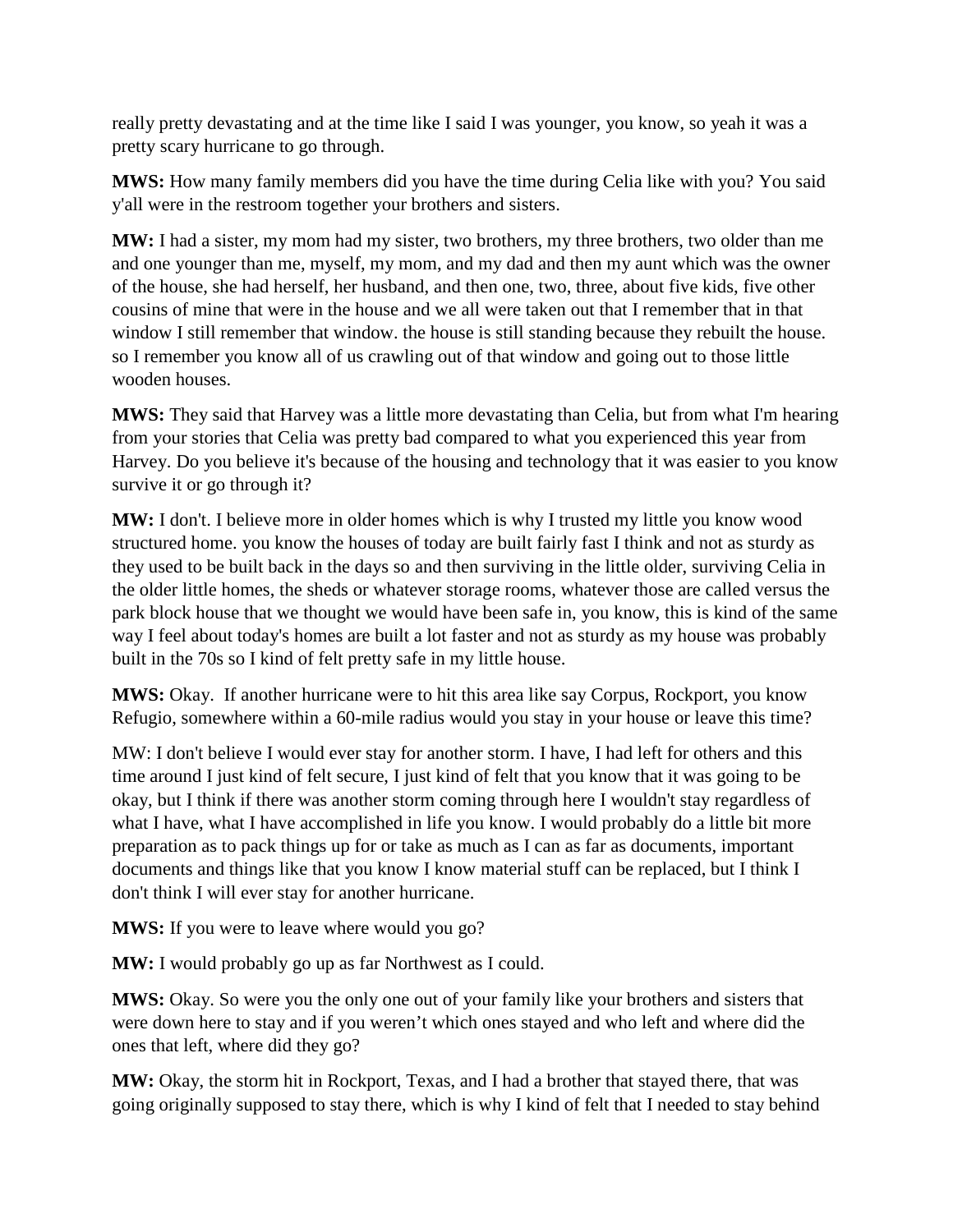really pretty devastating and at the time like I said I was younger, you know, so yeah it was a pretty scary hurricane to go through.

**MWS:** How many family members did you have the time during Celia like with you? You said y'all were in the restroom together your brothers and sisters.

**MW:** I had a sister, my mom had my sister, two brothers, my three brothers, two older than me and one younger than me, myself, my mom, and my dad and then my aunt which was the owner of the house, she had herself, her husband, and then one, two, three, about five kids, five other cousins of mine that were in the house and we all were taken out that I remember that in that window I still remember that window. the house is still standing because they rebuilt the house. so I remember you know all of us crawling out of that window and going out to those little wooden houses.

**MWS:** They said that Harvey was a little more devastating than Celia, but from what I'm hearing from your stories that Celia was pretty bad compared to what you experienced this year from Harvey. Do you believe it's because of the housing and technology that it was easier to you know survive it or go through it?

**MW:** I don't. I believe more in older homes which is why I trusted my little you know wood structured home. you know the houses of today are built fairly fast I think and not as sturdy as they used to be built back in the days so and then surviving in the little older, surviving Celia in the older little homes, the sheds or whatever storage rooms, whatever those are called versus the park block house that we thought we would have been safe in, you know, this is kind of the same way I feel about today's homes are built a lot faster and not as sturdy as my house was probably built in the 70s so I kind of felt pretty safe in my little house.

**MWS:** Okay. If another hurricane were to hit this area like say Corpus, Rockport, you know Refugio, somewhere within a 60-mile radius would you stay in your house or leave this time?

MW: I don't believe I would ever stay for another storm. I have, I had left for others and this time around I just kind of felt secure, I just kind of felt that you know that it was going to be okay, but I think if there was another storm coming through here I wouldn't stay regardless of what I have, what I have accomplished in life you know. I would probably do a little bit more preparation as to pack things up for or take as much as I can as far as documents, important documents and things like that you know I know material stuff can be replaced, but I think I don't think I will ever stay for another hurricane.

**MWS:** If you were to leave where would you go?

**MW:** I would probably go up as far Northwest as I could.

**MWS:** Okay. So were you the only one out of your family like your brothers and sisters that were down here to stay and if you weren't which ones stayed and who left and where did the ones that left, where did they go?

**MW:** Okay, the storm hit in Rockport, Texas, and I had a brother that stayed there, that was going originally supposed to stay there, which is why I kind of felt that I needed to stay behind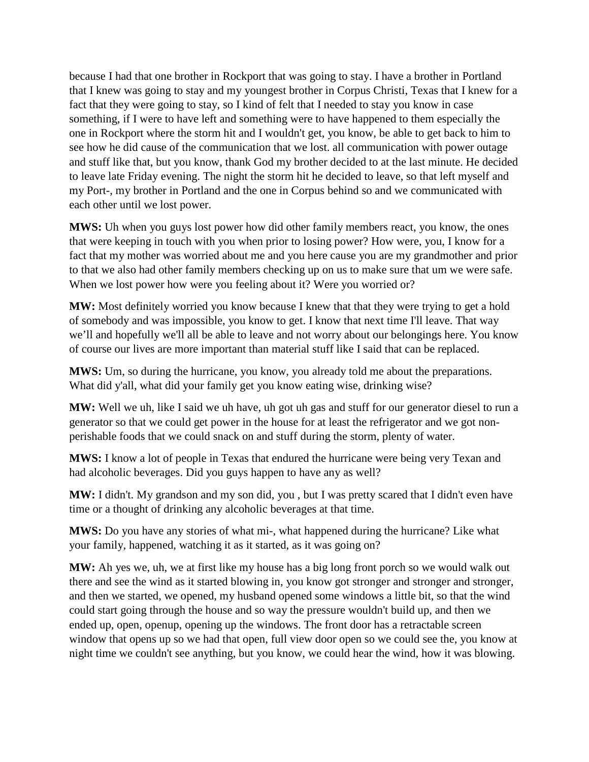because I had that one brother in Rockport that was going to stay. I have a brother in Portland that I knew was going to stay and my youngest brother in Corpus Christi, Texas that I knew for a fact that they were going to stay, so I kind of felt that I needed to stay you know in case something, if I were to have left and something were to have happened to them especially the one in Rockport where the storm hit and I wouldn't get, you know, be able to get back to him to see how he did cause of the communication that we lost. all communication with power outage and stuff like that, but you know, thank God my brother decided to at the last minute. He decided to leave late Friday evening. The night the storm hit he decided to leave, so that left myself and my Port-, my brother in Portland and the one in Corpus behind so and we communicated with each other until we lost power.

**MWS:** Uh when you guys lost power how did other family members react, you know, the ones that were keeping in touch with you when prior to losing power? How were, you, I know for a fact that my mother was worried about me and you here cause you are my grandmother and prior to that we also had other family members checking up on us to make sure that um we were safe. When we lost power how were you feeling about it? Were you worried or?

**MW:** Most definitely worried you know because I knew that that they were trying to get a hold of somebody and was impossible, you know to get. I know that next time I'll leave. That way we'll and hopefully we'll all be able to leave and not worry about our belongings here. You know of course our lives are more important than material stuff like I said that can be replaced.

**MWS:** Um, so during the hurricane, you know, you already told me about the preparations. What did y'all, what did your family get you know eating wise, drinking wise?

**MW:** Well we uh, like I said we uh have, uh got uh gas and stuff for our generator diesel to run a generator so that we could get power in the house for at least the refrigerator and we got non-perishable foods that we could snack on and stuff during the storm, plenty of water.

**MWS:** I know a lot of people in Texas that endured the hurricane were being very Texan and had alcoholic beverages. Did you guys happen to have any as well?

**MW:** I didn't. My grandson and my son did, you , but I was pretty scared that I didn't even have time or a thought of drinking any alcoholic beverages at that time.

**MWS:** Do you have any stories of what mi-, what happened during the hurricane? Like what your family, happened, watching it as it started, as it was going on?

**MW:** Ah yes we, uh, we at first like my house has a big long front porch so we would walk out there and see the wind as it started blowing in, you know got stronger and stronger and stronger, and then we started, we opened, my husband opened some windows a little bit, so that the wind could start going through the house and so way the pressure wouldn't build up, and then we ended up, open, openup, opening up the windows. The front door has a retractable screen window that opens up so we had that open, full view door open so we could see the, you know at night time we couldn't see anything, but you know, we could hear the wind, how it was blowing.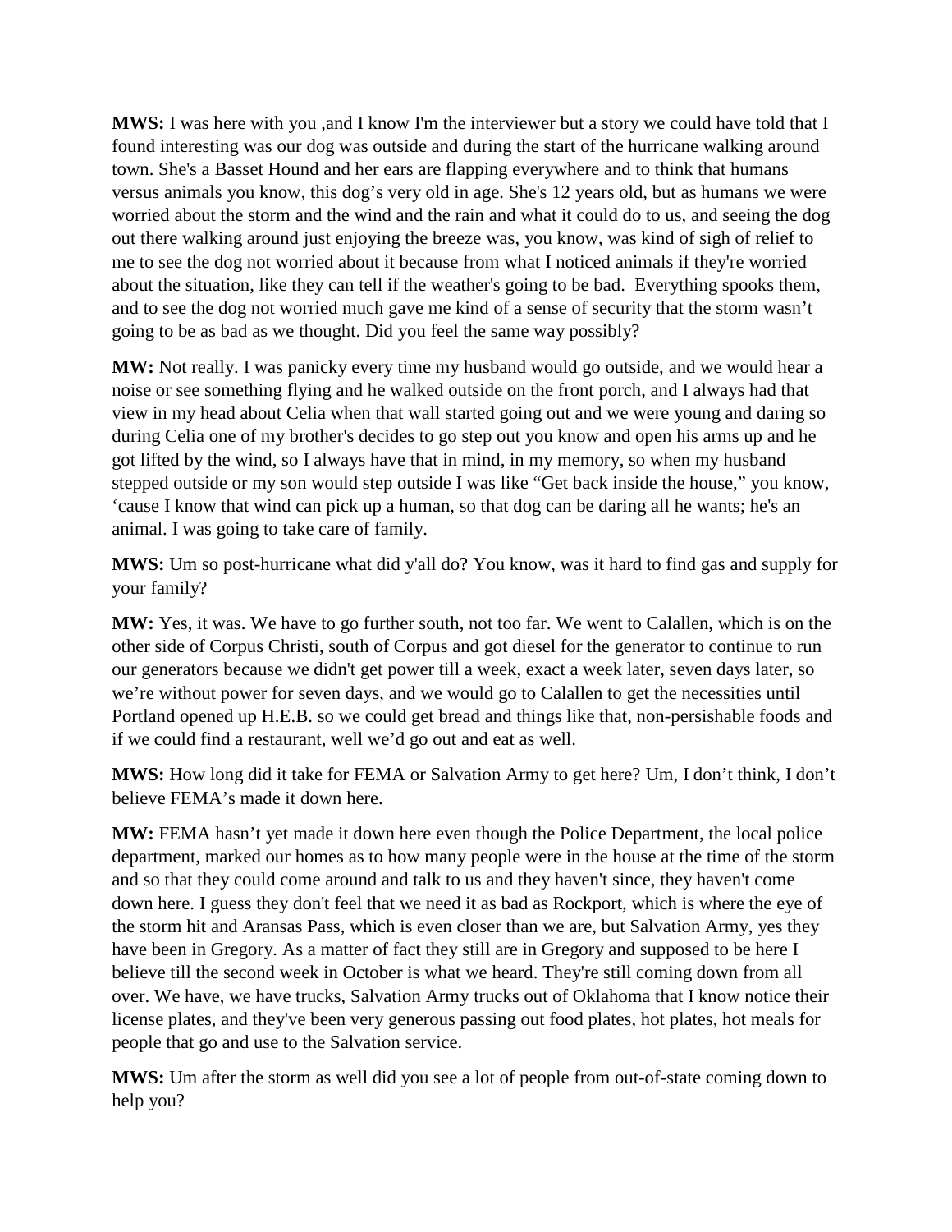**MWS:** I was here with you ,and I know I'm the interviewer but a story we could have told that I found interesting was our dog was outside and during the start of the hurricane walking around town. She's a Basset Hound and her ears are flapping everywhere and to think that humans versus animals you know, this dog's very old in age. She's 12 years old, but as humans we were worried about the storm and the wind and the rain and what it could do to us, and seeing the dog out there walking around just enjoying the breeze was, you know, was kind of sigh of relief to me to see the dog not worried about it because from what I noticed animals if they're worried about the situation, like they can tell if the weather's going to be bad. Everything spooks them, and to see the dog not worried much gave me kind of a sense of security that the storm wasn't going to be as bad as we thought. Did you feel the same way possibly?

**MW:** Not really. I was panicky every time my husband would go outside, and we would hear a noise or see something flying and he walked outside on the front porch, and I always had that view in my head about Celia when that wall started going out and we were young and daring so during Celia one of my brother's decides to go step out you know and open his arms up and he got lifted by the wind, so I always have that in mind, in my memory, so when my husband stepped outside or my son would step outside I was like "Get back inside the house," you know, 'cause I know that wind can pick up a human, so that dog can be daring all he wants; he's an animal. I was going to take care of family.

**MWS:** Um so post-hurricane what did y'all do? You know, was it hard to find gas and supply for your family?

**MW:** Yes, it was. We have to go further south, not too far. We went to Calallen, which is on the other side of Corpus Christi, south of Corpus and got diesel for the generator to continue to run our generators because we didn't get power till a week, exact a week later, seven days later, so we're without power for seven days, and we would go to Calallen to get the necessities until Portland opened up H.E.B. so we could get bread and things like that, non-persishable foods and if we could find a restaurant, well we'd go out and eat as well.

**MWS:** How long did it take for FEMA or Salvation Army to get here? Um, I don't think, I don't believe FEMA's made it down here.

**MW:** FEMA hasn't yet made it down here even though the Police Department, the local police department, marked our homes as to how many people were in the house at the time of the storm and so that they could come around and talk to us and they haven't since, they haven't come down here. I guess they don't feel that we need it as bad as Rockport, which is where the eye of the storm hit and Aransas Pass, which is even closer than we are, but Salvation Army, yes they have been in Gregory. As a matter of fact they still are in Gregory and supposed to be here I believe till the second week in October is what we heard. They're still coming down from all over. We have, we have trucks, Salvation Army trucks out of Oklahoma that I know notice their license plates, and they've been very generous passing out food plates, hot plates, hot meals for people that go and use to the Salvation service.

**MWS:** Um after the storm as well did you see a lot of people from out-of-state coming down to help you?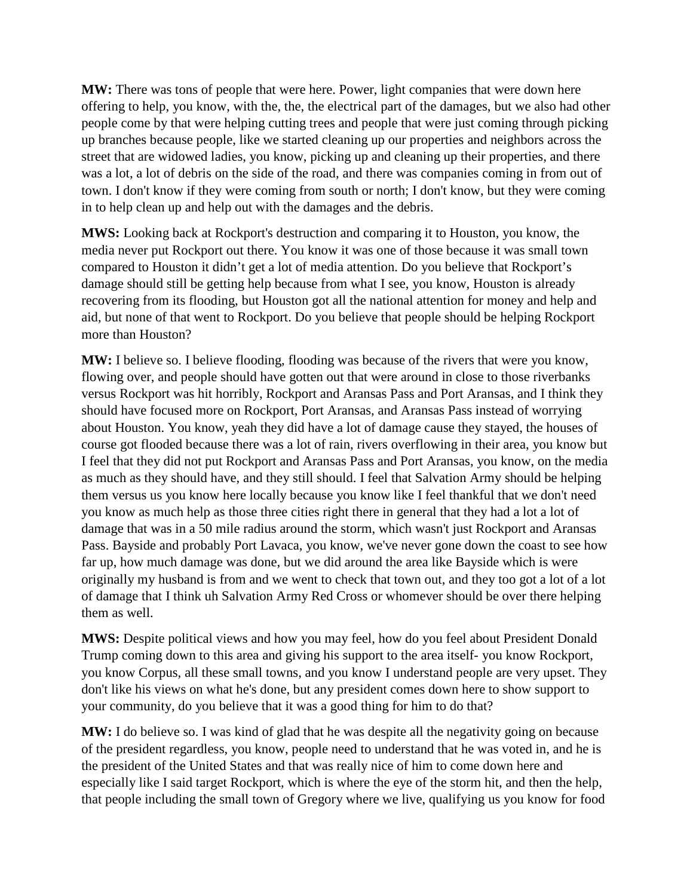**MW:** There was tons of people that were here. Power, light companies that were down here offering to help, you know, with the, the, the electrical part of the damages, but we also had other people come by that were helping cutting trees and people that were just coming through picking up branches because people, like we started cleaning up our properties and neighbors across the street that are widowed ladies, you know, picking up and cleaning up their properties, and there was a lot, a lot of debris on the side of the road, and there was companies coming in from out of town. I don't know if they were coming from south or north; I don't know, but they were coming in to help clean up and help out with the damages and the debris.

**MWS:** Looking back at Rockport's destruction and comparing it to Houston, you know, the media never put Rockport out there. You know it was one of those because it was small town compared to Houston it didn't get a lot of media attention. Do you believe that Rockport's damage should still be getting help because from what I see, you know, Houston is already recovering from its flooding, but Houston got all the national attention for money and help and aid, but none of that went to Rockport. Do you believe that people should be helping Rockport more than Houston?

**MW:** I believe so. I believe flooding, flooding was because of the rivers that were you know, flowing over, and people should have gotten out that were around in close to those riverbanks versus Rockport was hit horribly, Rockport and Aransas Pass and Port Aransas, and I think they should have focused more on Rockport, Port Aransas, and Aransas Pass instead of worrying about Houston. You know, yeah they did have a lot of damage cause they stayed, the houses of course got flooded because there was a lot of rain, rivers overflowing in their area, you know but I feel that they did not put Rockport and Aransas Pass and Port Aransas, you know, on the media as much as they should have, and they still should. I feel that Salvation Army should be helping them versus us you know here locally because you know like I feel thankful that we don't need you know as much help as those three cities right there in general that they had a lot a lot of damage that was in a 50 mile radius around the storm, which wasn't just Rockport and Aransas Pass. Bayside and probably Port Lavaca, you know, we've never gone down the coast to see how far up, how much damage was done, but we did around the area like Bayside which is were originally my husband is from and we went to check that town out, and they too got a lot of a lot of damage that I think uh Salvation Army Red Cross or whomever should be over there helping them as well.

**MWS:** Despite political views and how you may feel, how do you feel about President Donald Trump coming down to this area and giving his support to the area itself- you know Rockport, you know Corpus, all these small towns, and you know I understand people are very upset. They don't like his views on what he's done, but any president comes down here to show support to your community, do you believe that it was a good thing for him to do that?

**MW:** I do believe so. I was kind of glad that he was despite all the negativity going on because of the president regardless, you know, people need to understand that he was voted in, and he is the president of the United States and that was really nice of him to come down here and especially like I said target Rockport, which is where the eye of the storm hit, and then the help, that people including the small town of Gregory where we live, qualifying us you know for food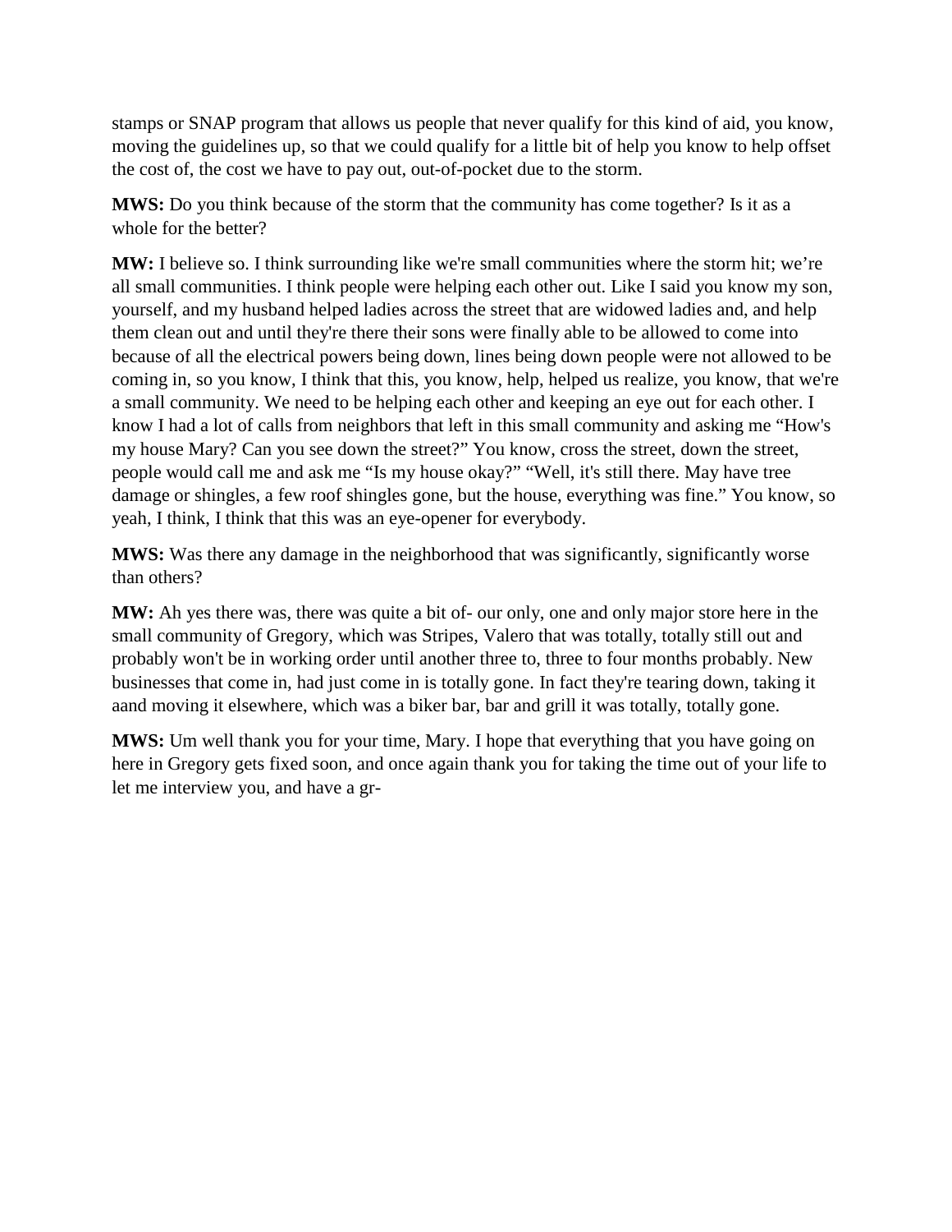stamps or SNAP program that allows us people that never qualify for this kind of aid, you know, moving the guidelines up, so that we could qualify for a little bit of help you know to help offset the cost of, the cost we have to pay out, out-of-pocket due to the storm.

**MWS:** Do you think because of the storm that the community has come together? Is it as a whole for the better?

**MW:** I believe so. I think surrounding like we're small communities where the storm hit; we're all small communities. I think people were helping each other out. Like I said you know my son, yourself, and my husband helped ladies across the street that are widowed ladies and, and help them clean out and until they're there their sons were finally able to be allowed to come into because of all the electrical powers being down, lines being down people were not allowed to be coming in, so you know, I think that this, you know, help, helped us realize, you know, that we're a small community. We need to be helping each other and keeping an eye out for each other. I know I had a lot of calls from neighbors that left in this small community and asking me "How's my house Mary? Can you see down the street?" You know, cross the street, down the street, people would call me and ask me "Is my house okay?" "Well, it's still there. May have tree damage or shingles, a few roof shingles gone, but the house, everything was fine." You know, so yeah, I think, I think that this was an eye-opener for everybody.

**MWS:** Was there any damage in the neighborhood that was significantly, significantly worse than others?

**MW:** Ah yes there was, there was quite a bit of- our only, one and only major store here in the small community of Gregory, which was Stripes, Valero that was totally, totally still out and probably won't be in working order until another three to, three to four months probably. New businesses that come in, had just come in is totally gone. In fact they're tearing down, taking it aand moving it elsewhere, which was a biker bar, bar and grill it was totally, totally gone.

**MWS:** Um well thank you for your time, Mary. I hope that everything that you have going on here in Gregory gets fixed soon, and once again thank you for taking the time out of your life to let me interview you, and have a gr-